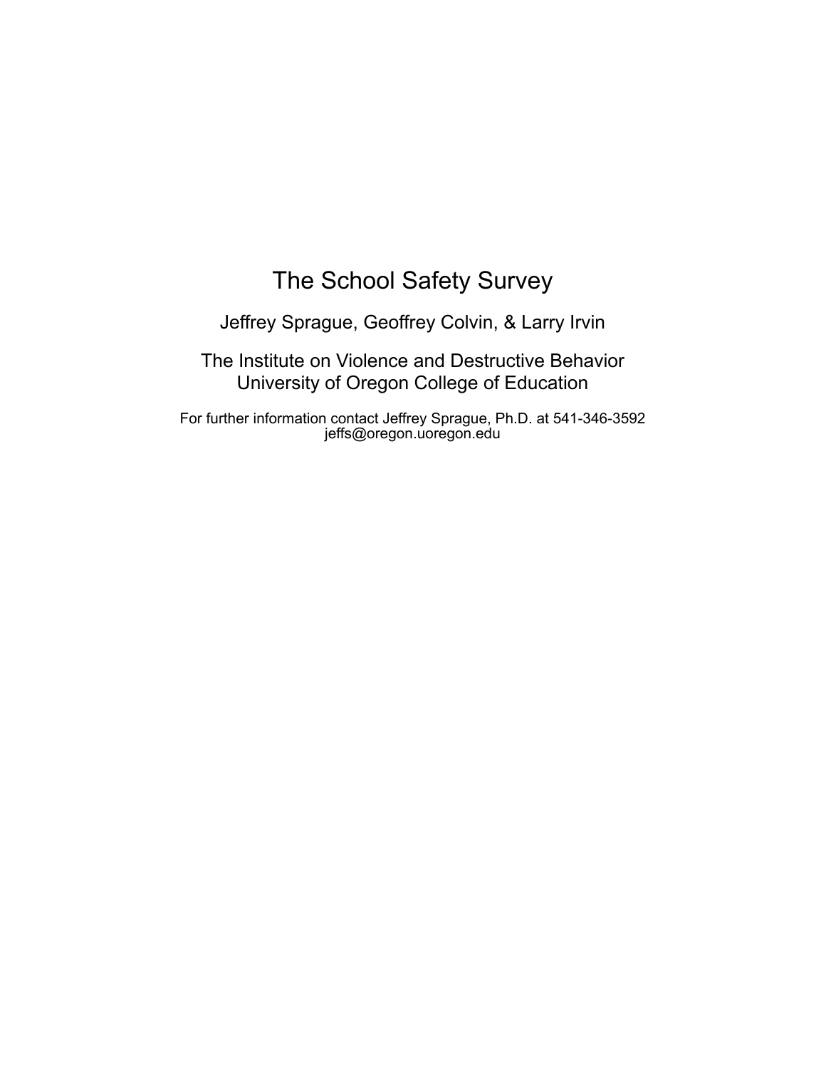# The School Safety Survey

Jeffrey Sprague, Geoffrey Colvin, & Larry Irvin

The Institute on Violence and Destructive Behavior
University of Oregon College of Education

For further information contact Jeffrey Sprague, Ph.D. at 541-346-3592
jeffs@oregon.uoregon.edu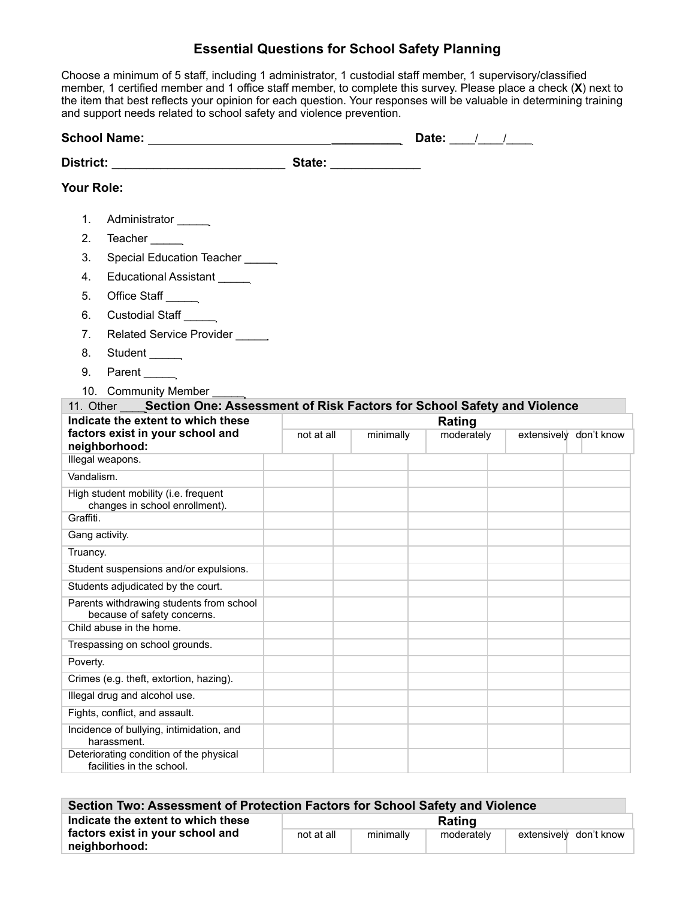# Essential Questions for School Safety Planning

Choose a minimum of 5 staff, including 1 administrator, 1 custodial staff member, 1 supervisory/classified member, 1 certified member and 1 office staff member, to complete this survey. Please place a check (**X**) next to the item that best reflects your opinion for each question. Your responses will be valuable in determining training and support needs related to school safety and violence prevention.

**School Name:** ________________________________________ **Date:** ____/____/____

**District:** __________________________ **State:** _____________

**Your Role:**

1. Administrator _____
2. Teacher _____
3. Special Education Teacher _____
4. Educational Assistant _____
5. Office Staff _____
6. Custodial Staff _____
7. Related Service Provider _____
8. Student _____
9. Parent _____
10. Community Member _____
11. Other ____

## Section One: Assessment of Risk Factors for School Safety and Violence

| Indicate the extent to which these factors exist in your school and neighborhood: | Rating | | | | |
|---|---|---|---|---|---|
| | not at all | minimally | moderately | extensively | don't know |
| Illegal weapons. | | | | | |
| Vandalism. | | | | | |
| High student mobility (i.e. frequent changes in school enrollment). | | | | | |
| Graffiti. | | | | | |
| Gang activity. | | | | | |
| Truancy. | | | | | |
| Student suspensions and/or expulsions. | | | | | |
| Students adjudicated by the court. | | | | | |
| Parents withdrawing students from school because of safety concerns. | | | | | |
| Child abuse in the home. | | | | | |
| Trespassing on school grounds. | | | | | |
| Poverty. | | | | | |
| Crimes (e.g. theft, extortion, hazing). | | | | | |
| Illegal drug and alcohol use. | | | | | |
| Fights, conflict, and assault. | | | | | |
| Incidence of bullying, intimidation, and harassment. | | | | | |
| Deteriorating condition of the physical facilities in the school. | | | | | |

## Section Two: Assessment of Protection Factors for School Safety and Violence

| Indicate the extent to which these factors exist in your school and neighborhood: | Rating | | | | |
|---|---|---|---|---|---|
| | not at all | minimally | moderately | extensively | don't know |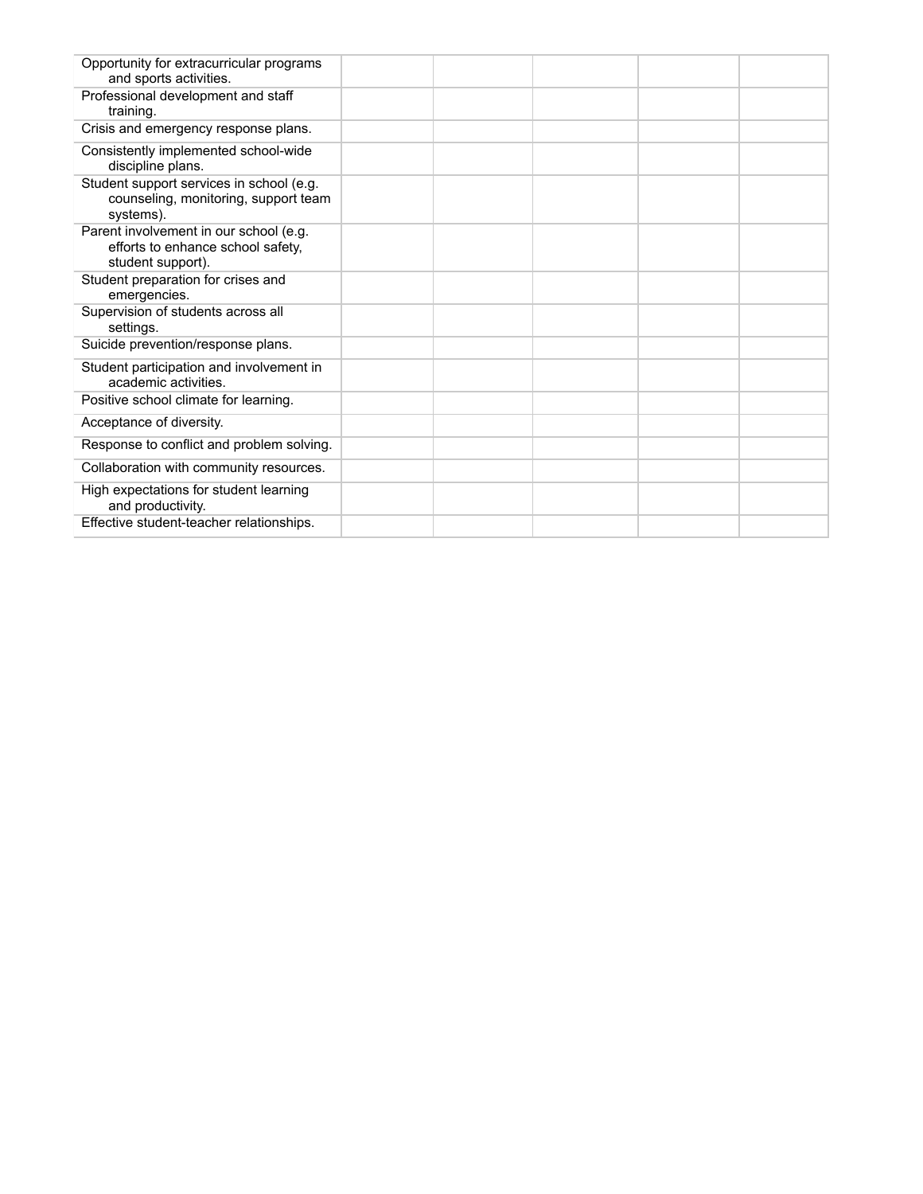| | | | | | |
|---|---|---|---|---|---|
| Opportunity for extracurricular programs and sports activities. | | | | | |
| Professional development and staff training. | | | | | |
| Crisis and emergency response plans. | | | | | |
| Consistently implemented school-wide discipline plans. | | | | | |
| Student support services in school (e.g. counseling, monitoring, support team systems). | | | | | |
| Parent involvement in our school (e.g. efforts to enhance school safety, student support). | | | | | |
| Student preparation for crises and emergencies. | | | | | |
| Supervision of students across all settings. | | | | | |
| Suicide prevention/response plans. | | | | | |
| Student participation and involvement in academic activities. | | | | | |
| Positive school climate for learning. | | | | | |
| Acceptance of diversity. | | | | | |
| Response to conflict and problem solving. | | | | | |
| Collaboration with community resources. | | | | | |
| High expectations for student learning and productivity. | | | | | |
| Effective student-teacher relationships. | | | | | |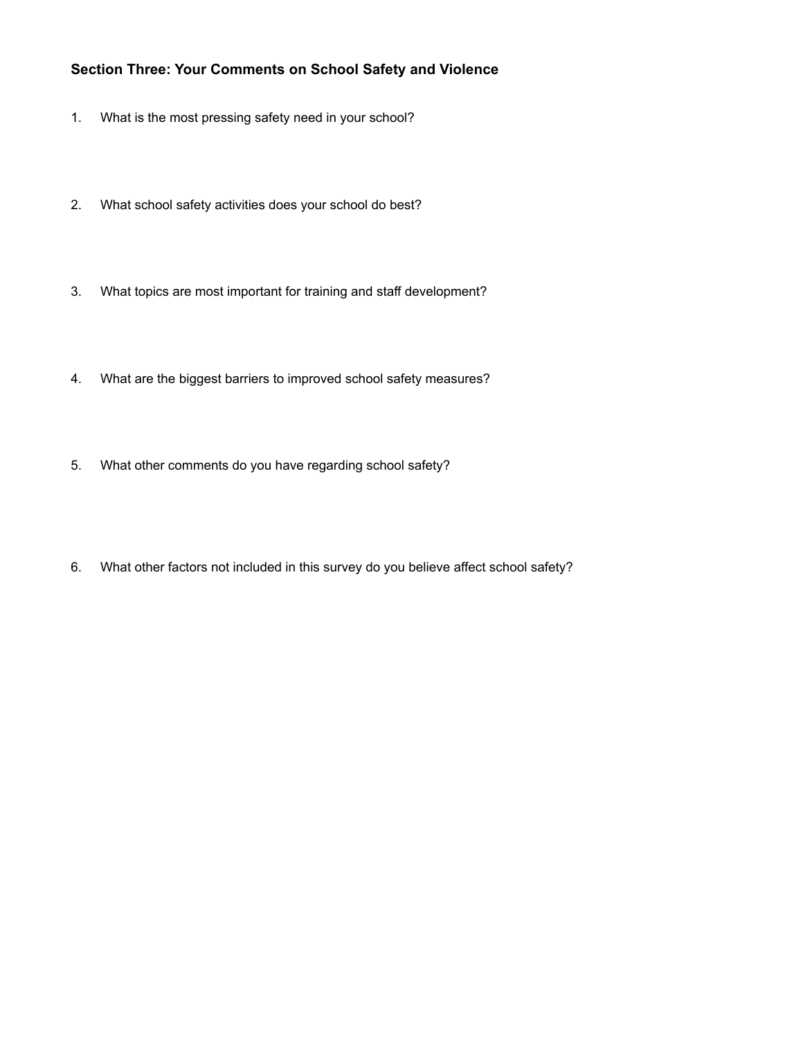### Section Three: Your Comments on School Safety and Violence

1. What is the most pressing safety need in your school?

2. What school safety activities does your school do best?

3. What topics are most important for training and staff development?

4. What are the biggest barriers to improved school safety measures?

5. What other comments do you have regarding school safety?

6. What other factors not included in this survey do you believe affect school safety?